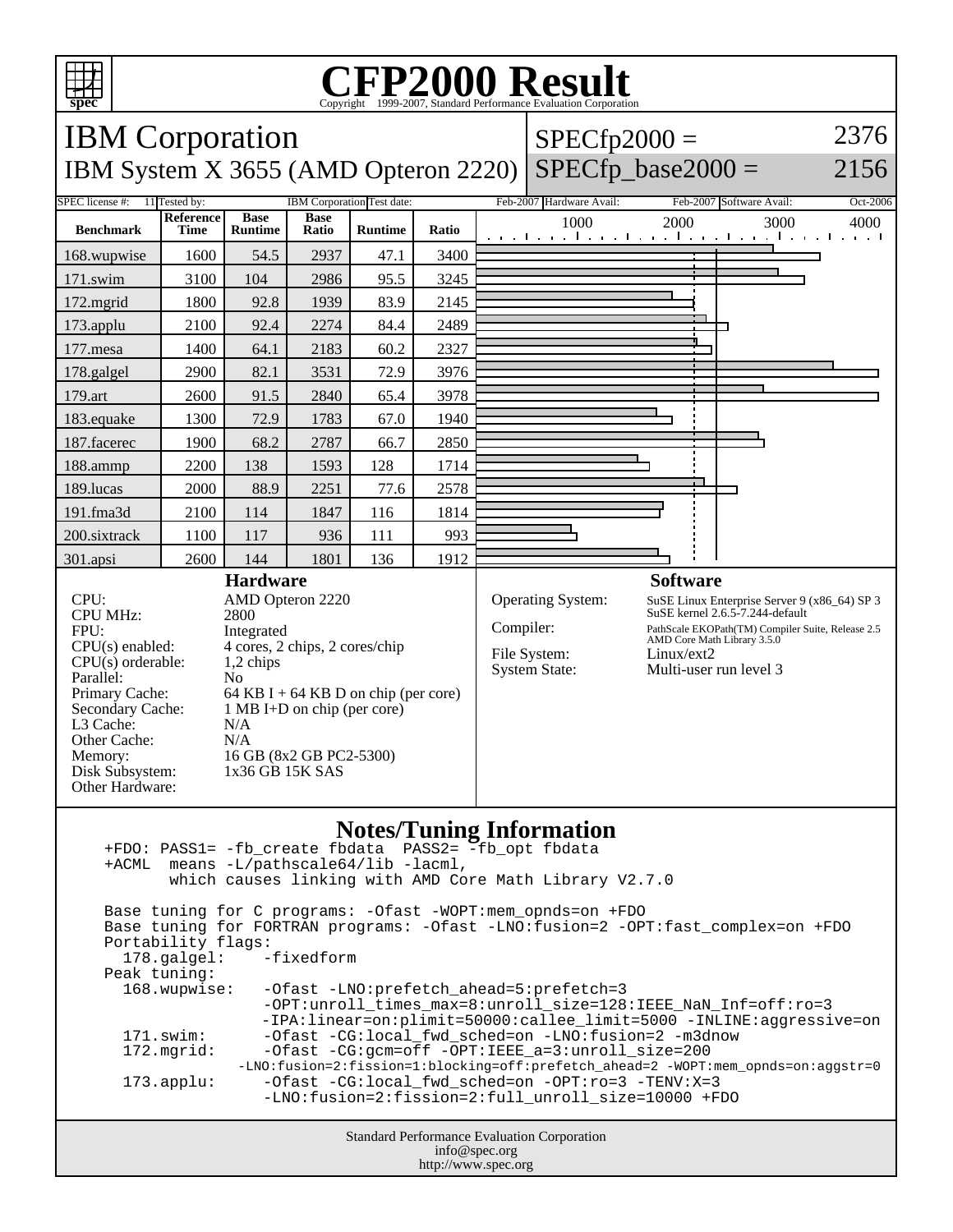# CFP2000 Result

Copyright 1999-2007, Standard Performance Evaluation Corporation

## IBM Corporation

**IBM System X 3655 (AMD Opteron 2220)**

SPECfp2000 = 2376

SPECfp_base2000 = 2156

| SPEC license #: | 11 | Tested by: | IBM Corporation | Test date: | Feb-2007 | Hardware Avail: | Feb-2007 | Software Avail: | Oct-2006 |
|---|---|---|---|---|---|---|---|---|---|

| Benchmark | Reference Time | Base Runtime | Base Ratio | Runtime | Ratio |
|---|---|---|---|---|---|
| 168.wupwise | 1600 | 54.5 | 2937 | 47.1 | 3400 |
| 171.swim | 3100 | 104 | 2986 | 95.5 | 3245 |
| 172.mgrid | 1800 | 92.8 | 1939 | 83.9 | 2145 |
| 173.applu | 2100 | 92.4 | 2274 | 84.4 | 2489 |
| 177.mesa | 1400 | 64.1 | 2183 | 60.2 | 2327 |
| 178.galgel | 2900 | 82.1 | 3531 | 72.9 | 3976 |
| 179.art | 2600 | 91.5 | 2840 | 65.4 | 3978 |
| 183.equake | 1300 | 72.9 | 1783 | 67.0 | 1940 |
| 187.facerec | 1900 | 68.2 | 2787 | 66.7 | 2850 |
| 188.ammp | 2200 | 138 | 1593 | 128 | 1714 |
| 189.lucas | 2000 | 88.9 | 2251 | 77.6 | 2578 |
| 191.fma3d | 2100 | 114 | 1847 | 116 | 1814 |
| 200.sixtrack | 1100 | 117 | 936 | 111 | 993 |
| 301.apsi | 2600 | 144 | 1801 | 136 | 1912 |

### Hardware

| | |
|---|---|
| CPU: | AMD Opteron 2220 |
| CPU MHz: | 2800 |
| FPU: | Integrated |
| CPU(s) enabled: | 4 cores, 2 chips, 2 cores/chip |
| CPU(s) orderable: | 1,2 chips |
| Parallel: | No |
| Primary Cache: | 64 KB I + 64 KB D on chip (per core) |
| Secondary Cache: | 1 MB I+D on chip (per core) |
| L3 Cache: | N/A |
| Other Cache: | N/A |
| Memory: | 16 GB (8x2 GB PC2-5300) |
| Disk Subsystem: | 1x36 GB 15K SAS |
| Other Hardware: | |

### Software

| | |
|---|---|
| Operating System: | SuSE Linux Enterprise Server 9 (x86_64) SP 3<br>SuSE kernel 2.6.5-7.244-default |
| Compiler: | PathScale EKOPath(TM) Compiler Suite, Release 2.5<br>AMD Core Math Library 3.5.0 |
| File System: | Linux/ext2 |
| System State: | Multi-user run level 3 |

### Notes/Tuning Information

```
+FDO: PASS1= -fb_create fbdata  PASS2= -fb_opt fbdata
+ACML  means -L/pathscale64/lib -lacml,
       which causes linking with AMD Core Math Library V2.7.0

Base tuning for C programs: -Ofast -WOPT:mem_opnds=on +FDO
Base tuning for FORTRAN programs: -Ofast -LNO:fusion=2 -OPT:fast_complex=on +FDO
Portability flags:
  178.galgel:     -fixedform
Peak tuning:
  168.wupwise:    -Ofast -LNO:prefetch_ahead=5:prefetch=3
                  -OPT:unroll_times_max=8:unroll_size=128:IEEE_NaN_Inf=off:ro=3
                  -IPA:linear=on:plimit=50000:callee_limit=5000 -INLINE:aggressive=on
  171.swim:       -Ofast -CG:local_fwd_sched=on -LNO:fusion=2 -m3dnow
  172.mgrid:      -Ofast -CG:gcm=off -OPT:IEEE_a=3:unroll_size=200
              -LNO:fusion=2:fission=1:blocking=off:prefetch_ahead=2 -WOPT:mem_opnds=on:aggstr=0
  173.applu:      -Ofast -CG:local_fwd_sched=on -OPT:ro=3 -TENV:X=3
                  -LNO:fusion=2:fission=2:full_unroll_size=10000 +FDO
```

Standard Performance Evaluation Corporation
info@spec.org
http://www.spec.org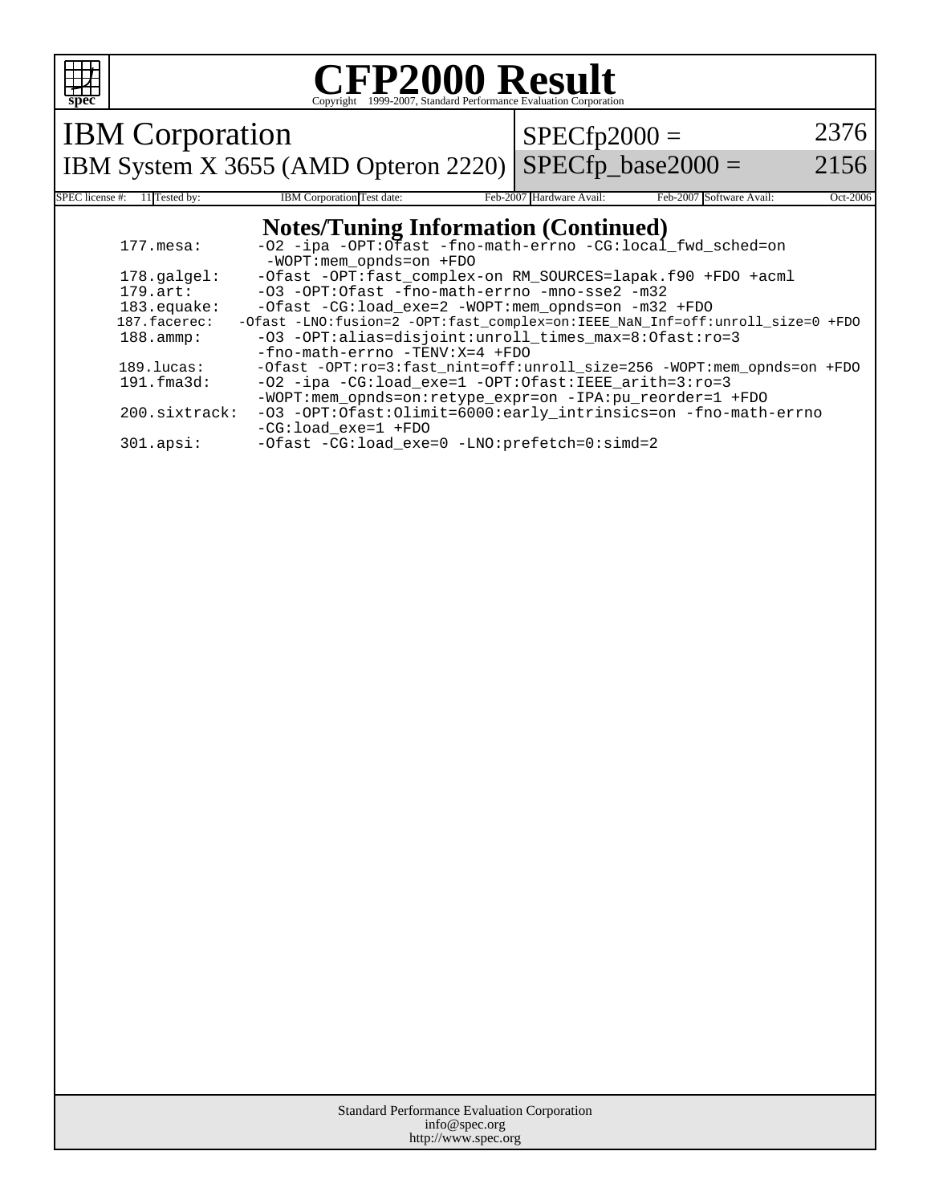# CFP2000 Result

Copyright 1999-2007, Standard Performance Evaluation Corporation

## IBM Corporation

IBM System X 3655 (AMD Opteron 2220)

SPECfp2000 = 2376

SPECfp_base2000 = 2156

| SPEC license #: | 11 | Tested by: | IBM Corporation | Test date: | Feb-2007 | Hardware Avail: | Feb-2007 | Software Avail: | Oct-2006 |
|---|---|---|---|---|---|---|---|---|---|

### Notes/Tuning Information (Continued)

```
177.mesa:       -O2 -ipa -OPT:Ofast -fno-math-errno -CG:local_fwd_sched=on
                 -WOPT:mem_opnds=on +FDO
178.galgel:     -Ofast -OPT:fast_complex-on RM_SOURCES=lapak.f90 +FDO +acml
179.art:        -O3 -OPT:Ofast -fno-math-errno -mno-sse2 -m32
183.equake:     -Ofast -CG:load_exe=2 -WOPT:mem_opnds=on -m32 +FDO
187.facerec:   -Ofast -LNO:fusion=2 -OPT:fast_complex=on:IEEE_NaN_Inf=off:unroll_size=0 +FDO
188.ammp:       -O3 -OPT:alias=disjoint:unroll_times_max=8:Ofast:ro=3
                -fno-math-errno -TENV:X=4 +FDO
189.lucas:      -Ofast -OPT:ro=3:fast_nint=off:unroll_size=256 -WOPT:mem_opnds=on +FDO
191.fma3d:      -O2 -ipa -CG:load_exe=1 -OPT:Ofast:IEEE_arith=3:ro=3
                -WOPT:mem_opnds=on:retype_expr=on -IPA:pu_reorder=1 +FDO
200.sixtrack:   -O3 -OPT:Ofast:Olimit=6000:early_intrinsics=on -fno-math-errno
                -CG:load_exe=1 +FDO
301.apsi:       -Ofast -CG:load_exe=0 -LNO:prefetch=0:simd=2
```

Standard Performance Evaluation Corporation
info@spec.org
http://www.spec.org